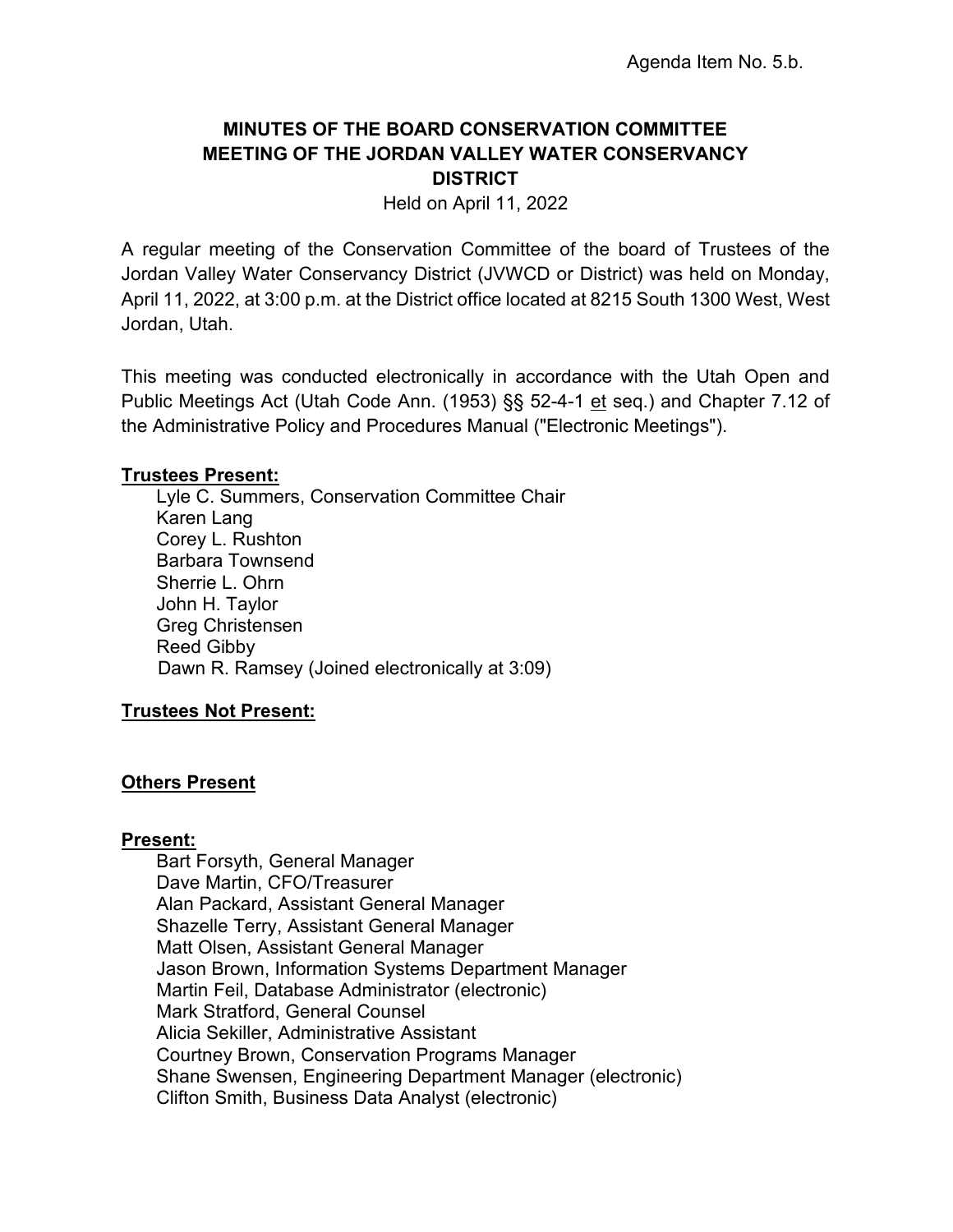Agenda Item No. 5.b.

# MINUTES OF THE BOARD CONSERVATION COMMITTEE MEETING OF THE JORDAN VALLEY WATER CONSERVANCY DISTRICT

Held on April 11, 2022

A regular meeting of the Conservation Committee of the board of Trustees of the Jordan Valley Water Conservancy District (JVWCD or District) was held on Monday, April 11, 2022, at 3:00 p.m. at the District office located at 8215 South 1300 West, West Jordan, Utah.

This meeting was conducted electronically in accordance with the Utah Open and Public Meetings Act (Utah Code Ann. (1953) §§ 52-4-1 et seq.) and Chapter 7.12 of the Administrative Policy and Procedures Manual ("Electronic Meetings").

**Trustees Present:**

- Lyle C. Summers, Conservation Committee Chair
- Karen Lang
- Corey L. Rushton
- Barbara Townsend
- Sherrie L. Ohrn
- John H. Taylor
- Greg Christensen
- Reed Gibby
- Dawn R. Ramsey (Joined electronically at 3:09)

**Trustees Not Present:**

**Others Present**

**Present:**

- Bart Forsyth, General Manager
- Dave Martin, CFO/Treasurer
- Alan Packard, Assistant General Manager
- Shazelle Terry, Assistant General Manager
- Matt Olsen, Assistant General Manager
- Jason Brown, Information Systems Department Manager
- Martin Feil, Database Administrator (electronic)
- Mark Stratford, General Counsel
- Alicia Sekiller, Administrative Assistant
- Courtney Brown, Conservation Programs Manager
- Shane Swensen, Engineering Department Manager (electronic)
- Clifton Smith, Business Data Analyst (electronic)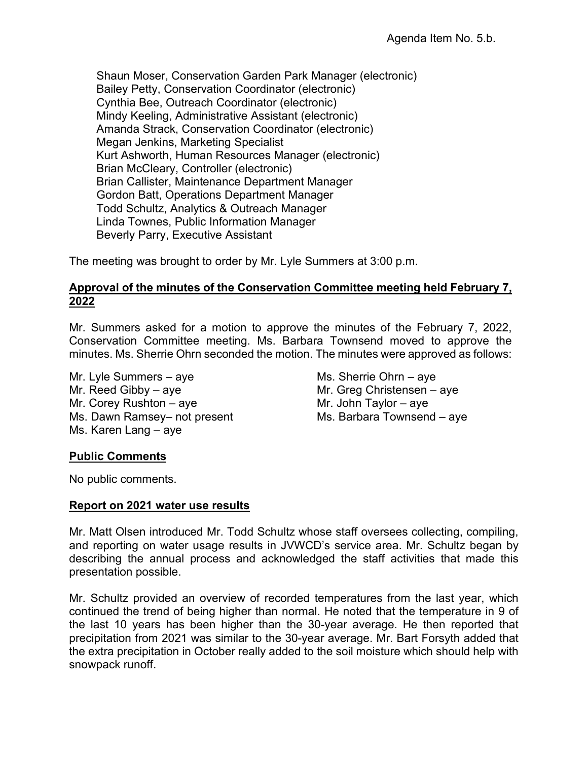Shaun Moser, Conservation Garden Park Manager (electronic)
Bailey Petty, Conservation Coordinator (electronic)
Cynthia Bee, Outreach Coordinator (electronic)
Mindy Keeling, Administrative Assistant (electronic)
Amanda Strack, Conservation Coordinator (electronic)
Megan Jenkins, Marketing Specialist
Kurt Ashworth, Human Resources Manager (electronic)
Brian McCleary, Controller (electronic)
Brian Callister, Maintenance Department Manager
Gordon Batt, Operations Department Manager
Todd Schultz, Analytics & Outreach Manager
Linda Townes, Public Information Manager
Beverly Parry, Executive Assistant

The meeting was brought to order by Mr. Lyle Summers at 3:00 p.m.

**Approval of the minutes of the Conservation Committee meeting held February 7, 2022**

Mr. Summers asked for a motion to approve the minutes of the February 7, 2022, Conservation Committee meeting. Ms. Barbara Townsend moved to approve the minutes. Ms. Sherrie Ohrn seconded the motion. The minutes were approved as follows:

Mr. Lyle Summers – aye
Mr. Reed Gibby – aye
Mr. Corey Rushton – aye
Ms. Dawn Ramsey– not present
Ms. Karen Lang – aye
Ms. Sherrie Ohrn – aye
Mr. Greg Christensen – aye
Mr. John Taylor – aye
Ms. Barbara Townsend – aye

**Public Comments**

No public comments.

**Report on 2021 water use results**

Mr. Matt Olsen introduced Mr. Todd Schultz whose staff oversees collecting, compiling, and reporting on water usage results in JVWCD's service area. Mr. Schultz began by describing the annual process and acknowledged the staff activities that made this presentation possible.

Mr. Schultz provided an overview of recorded temperatures from the last year, which continued the trend of being higher than normal. He noted that the temperature in 9 of the last 10 years has been higher than the 30-year average. He then reported that precipitation from 2021 was similar to the 30-year average. Mr. Bart Forsyth added that the extra precipitation in October really added to the soil moisture which should help with snowpack runoff.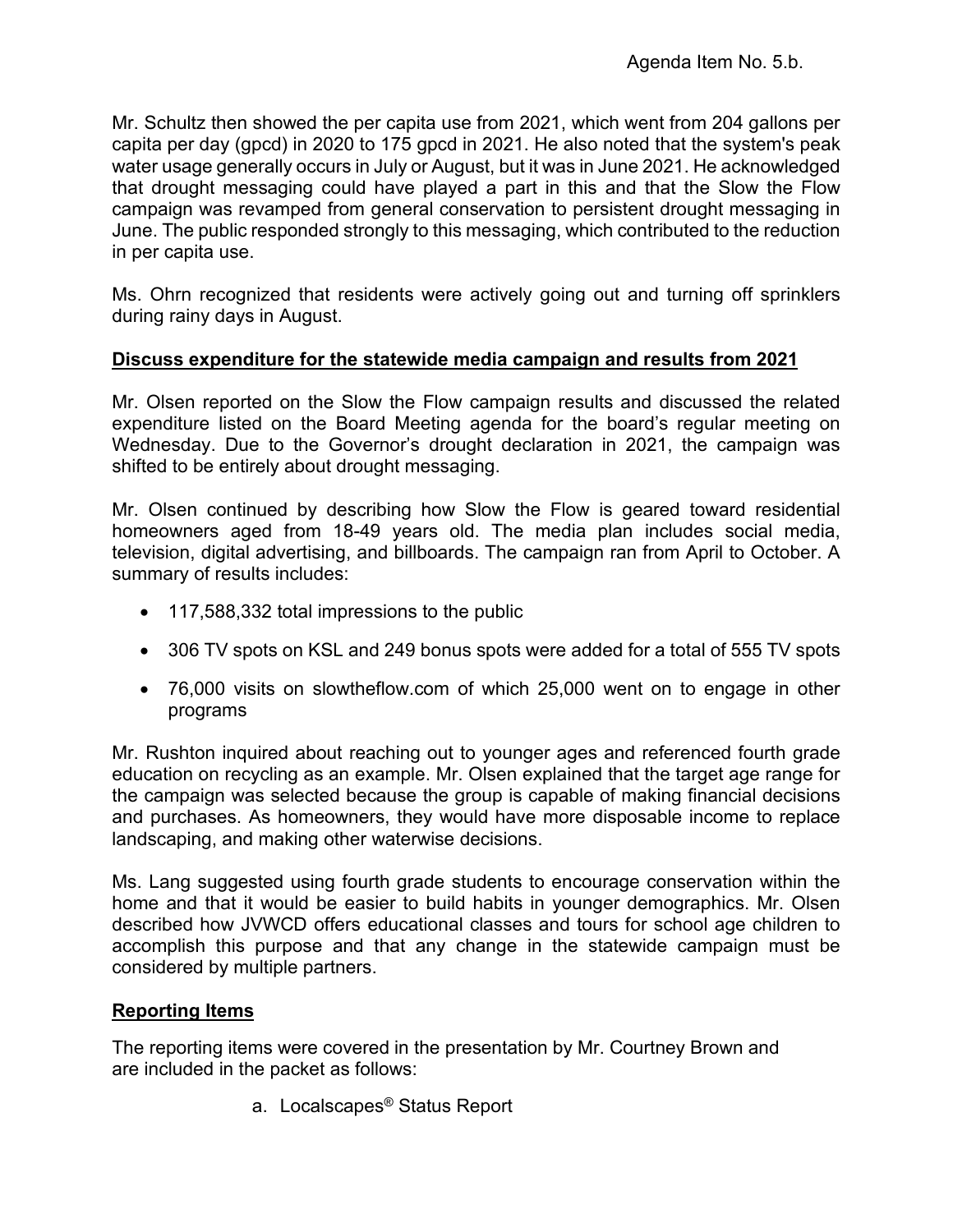Agenda Item No. 5.b.

Mr. Schultz then showed the per capita use from 2021, which went from 204 gallons per capita per day (gpcd) in 2020 to 175 gpcd in 2021. He also noted that the system's peak water usage generally occurs in July or August, but it was in June 2021. He acknowledged that drought messaging could have played a part in this and that the Slow the Flow campaign was revamped from general conservation to persistent drought messaging in June. The public responded strongly to this messaging, which contributed to the reduction in per capita use.

Ms. Ohrn recognized that residents were actively going out and turning off sprinklers during rainy days in August.

**Discuss expenditure for the statewide media campaign and results from 2021**

Mr. Olsen reported on the Slow the Flow campaign results and discussed the related expenditure listed on the Board Meeting agenda for the board's regular meeting on Wednesday. Due to the Governor's drought declaration in 2021, the campaign was shifted to be entirely about drought messaging.

Mr. Olsen continued by describing how Slow the Flow is geared toward residential homeowners aged from 18-49 years old. The media plan includes social media, television, digital advertising, and billboards. The campaign ran from April to October. A summary of results includes:

- 117,588,332 total impressions to the public
- 306 TV spots on KSL and 249 bonus spots were added for a total of 555 TV spots
- 76,000 visits on slowtheflow.com of which 25,000 went on to engage in other programs

Mr. Rushton inquired about reaching out to younger ages and referenced fourth grade education on recycling as an example. Mr. Olsen explained that the target age range for the campaign was selected because the group is capable of making financial decisions and purchases. As homeowners, they would have more disposable income to replace landscaping, and making other waterwise decisions.

Ms. Lang suggested using fourth grade students to encourage conservation within the home and that it would be easier to build habits in younger demographics. Mr. Olsen described how JVWCD offers educational classes and tours for school age children to accomplish this purpose and that any change in the statewide campaign must be considered by multiple partners.

**Reporting Items**

The reporting items were covered in the presentation by Mr. Courtney Brown and are included in the packet as follows:

a. Localscapes® Status Report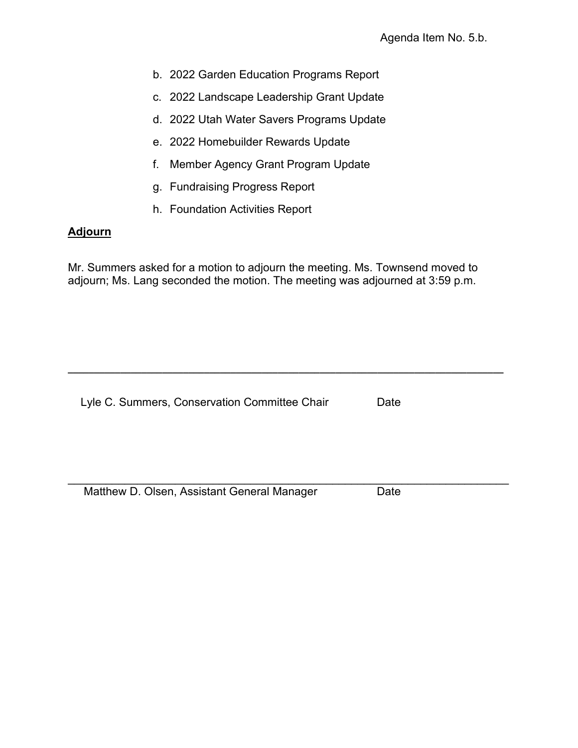b. 2022 Garden Education Programs Report
c. 2022 Landscape Leadership Grant Update
d. 2022 Utah Water Savers Programs Update
e. 2022 Homebuilder Rewards Update
f. Member Agency Grant Program Update
g. Fundraising Progress Report
h. Foundation Activities Report

**Adjourn**

Mr. Summers asked for a motion to adjourn the meeting. Ms. Townsend moved to adjourn; Ms. Lang seconded the motion. The meeting was adjourned at 3:59 p.m.

______________________________________________________________________

Lyle C. Summers, Conservation Committee Chair Date

______________________________________________________________________

Matthew D. Olsen, Assistant General Manager Date